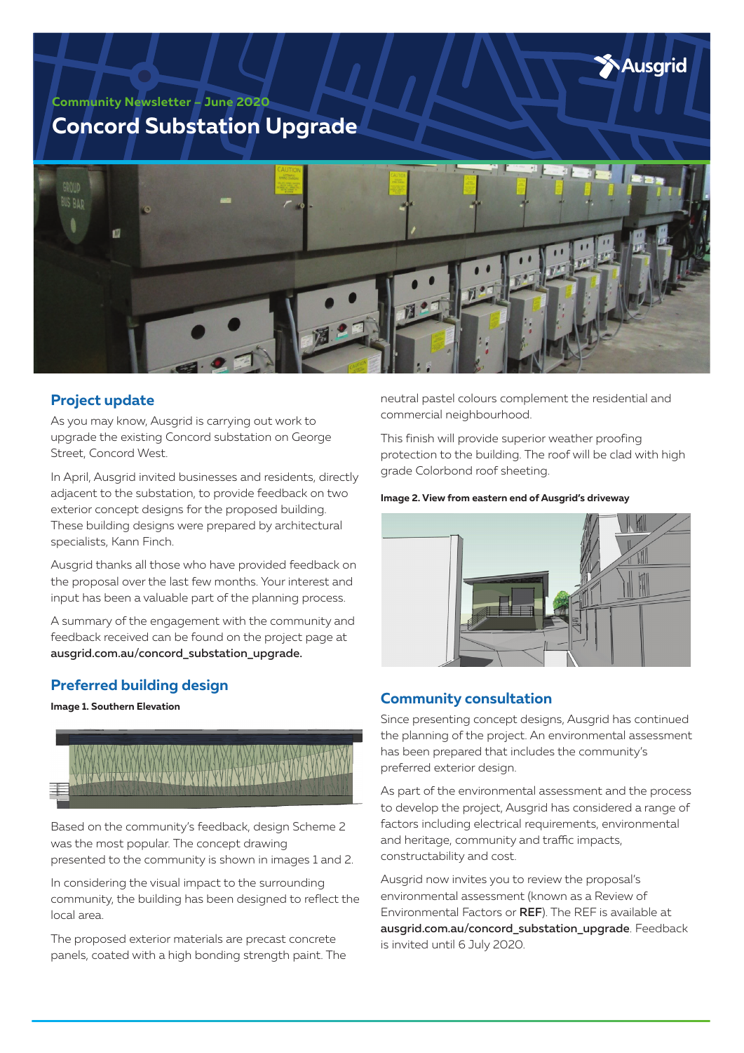Community Newsletter – June 2020

# Concord Substation Upgrade

## Project update

As you may know, Ausgrid is carrying out work to upgrade the existing Concord substation on George Street, Concord West.

In April, Ausgrid invited businesses and residents, directly adjacent to the substation, to provide feedback on two exterior concept designs for the proposed building. These building designs were prepared by architectural specialists, Kann Finch.

Ausgrid thanks all those who have provided feedback on the proposal over the last few months. Your interest and input has been a valuable part of the planning process.

A summary of the engagement with the community and feedback received can be found on the project page at **ausgrid.com.au/concord_substation_upgrade.**

## Preferred building design

**Image 1. Southern Elevation**

Based on the community's feedback, design Scheme 2 was the most popular. The concept drawing presented to the community is shown in images 1 and 2.

In considering the visual impact to the surrounding community, the building has been designed to reflect the local area.

The proposed exterior materials are precast concrete panels, coated with a high bonding strength paint. The neutral pastel colours complement the residential and commercial neighbourhood.

This finish will provide superior weather proofing protection to the building. The roof will be clad with high grade Colorbond roof sheeting.

**Image 2. View from eastern end of Ausgrid's driveway**

## Community consultation

Since presenting concept designs, Ausgrid has continued the planning of the project. An environmental assessment has been prepared that includes the community's preferred exterior design.

As part of the environmental assessment and the process to develop the project, Ausgrid has considered a range of factors including electrical requirements, environmental and heritage, community and traffic impacts, constructability and cost.

Ausgrid now invites you to review the proposal's environmental assessment (known as a Review of Environmental Factors or **REF**). The REF is available at **ausgrid.com.au/concord_substation_upgrade**. Feedback is invited until 6 July 2020.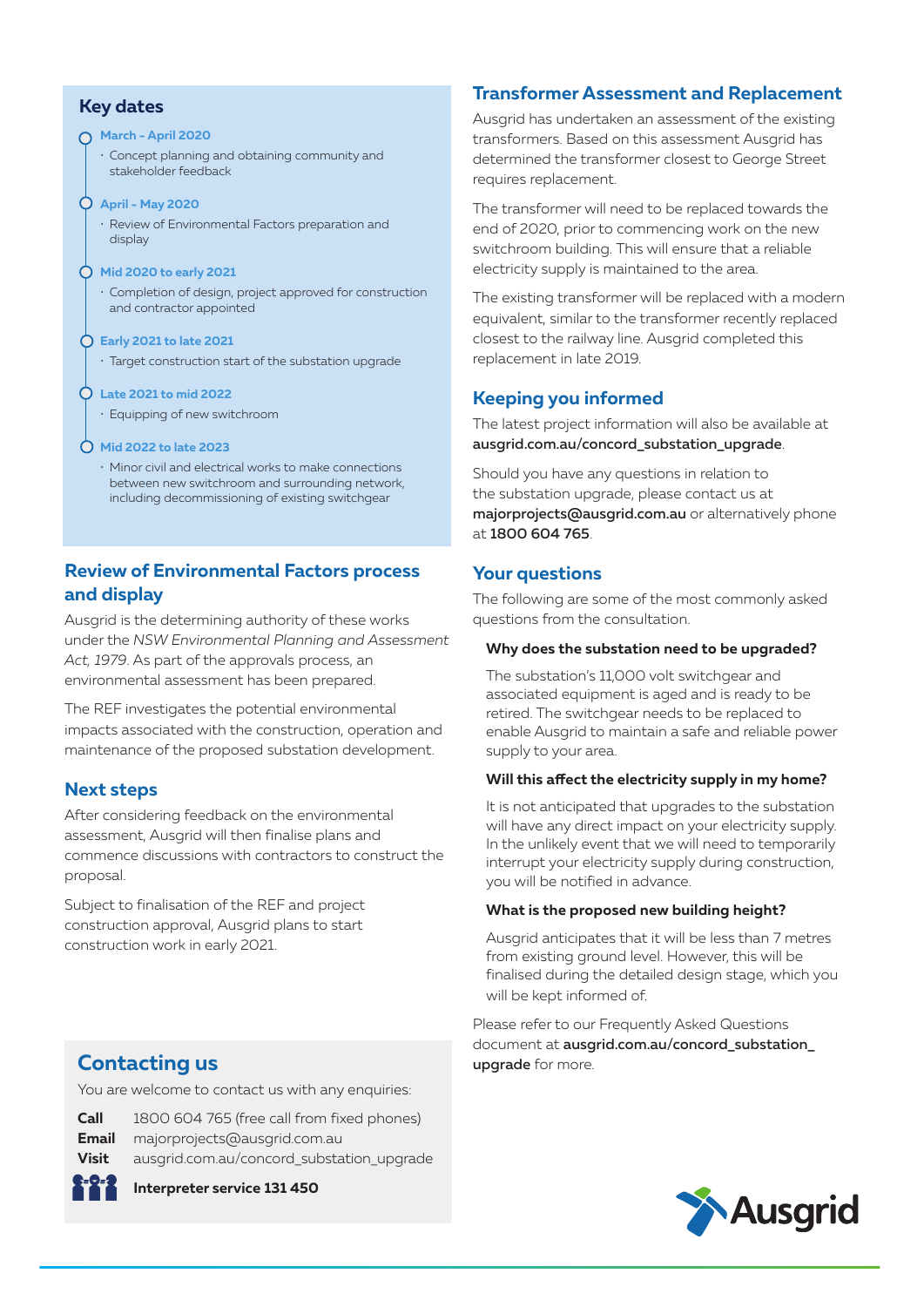## Key dates

**March – April 2020**

- Concept planning and obtaining community and stakeholder feedback

**April – May 2020**

- Review of Environmental Factors preparation and display

**Mid 2020 to early 2021**

- Completion of design, project approved for construction and contractor appointed

**Early 2021 to late 2021**

- Target construction start of the substation upgrade

**Late 2021 to mid 2022**

- Equipping of new switchroom

**Mid 2022 to late 2023**

- Minor civil and electrical works to make connections between new switchroom and surrounding network, including decommissioning of existing switchgear

## Review of Environmental Factors process and display

Ausgrid is the determining authority of these works under the *NSW Environmental Planning and Assessment Act, 1979*. As part of the approvals process, an environmental assessment has been prepared.

The REF investigates the potential environmental impacts associated with the construction, operation and maintenance of the proposed substation development.

## Next steps

After considering feedback on the environmental assessment, Ausgrid will then finalise plans and commence discussions with contractors to construct the proposal.

Subject to finalisation of the REF and project construction approval, Ausgrid plans to start construction work in early 2021.

## Contacting us

You are welcome to contact us with any enquiries:

**Call** 1800 604 765 (free call from fixed phones)
**Email** majorprojects@ausgrid.com.au
**Visit** ausgrid.com.au/concord_substation_upgrade

**Interpreter service 131 450**

## Transformer Assessment and Replacement

Ausgrid has undertaken an assessment of the existing transformers. Based on this assessment Ausgrid has determined the transformer closest to George Street requires replacement.

The transformer will need to be replaced towards the end of 2020, prior to commencing work on the new switchroom building. This will ensure that a reliable electricity supply is maintained to the area.

The existing transformer will be replaced with a modern equivalent, similar to the transformer recently replaced closest to the railway line. Ausgrid completed this replacement in late 2019.

## Keeping you informed

The latest project information will also be available at **ausgrid.com.au/concord_substation_upgrade**.

Should you have any questions in relation to the substation upgrade, please contact us at **majorprojects@ausgrid.com.au** or alternatively phone at **1800 604 765**.

## Your questions

The following are some of the most commonly asked questions from the consultation.

**Why does the substation need to be upgraded?**

The substation's 11,000 volt switchgear and associated equipment is aged and is ready to be retired. The switchgear needs to be replaced to enable Ausgrid to maintain a safe and reliable power supply to your area.

**Will this affect the electricity supply in my home?**

It is not anticipated that upgrades to the substation will have any direct impact on your electricity supply. In the unlikely event that we will need to temporarily interrupt your electricity supply during construction, you will be notified in advance.

**What is the proposed new building height?**

Ausgrid anticipates that it will be less than 7 metres from existing ground level. However, this will be finalised during the detailed design stage, which you will be kept informed of.

Please refer to our Frequently Asked Questions document at **ausgrid.com.au/concord_substation_upgrade** for more.

Ausgrid